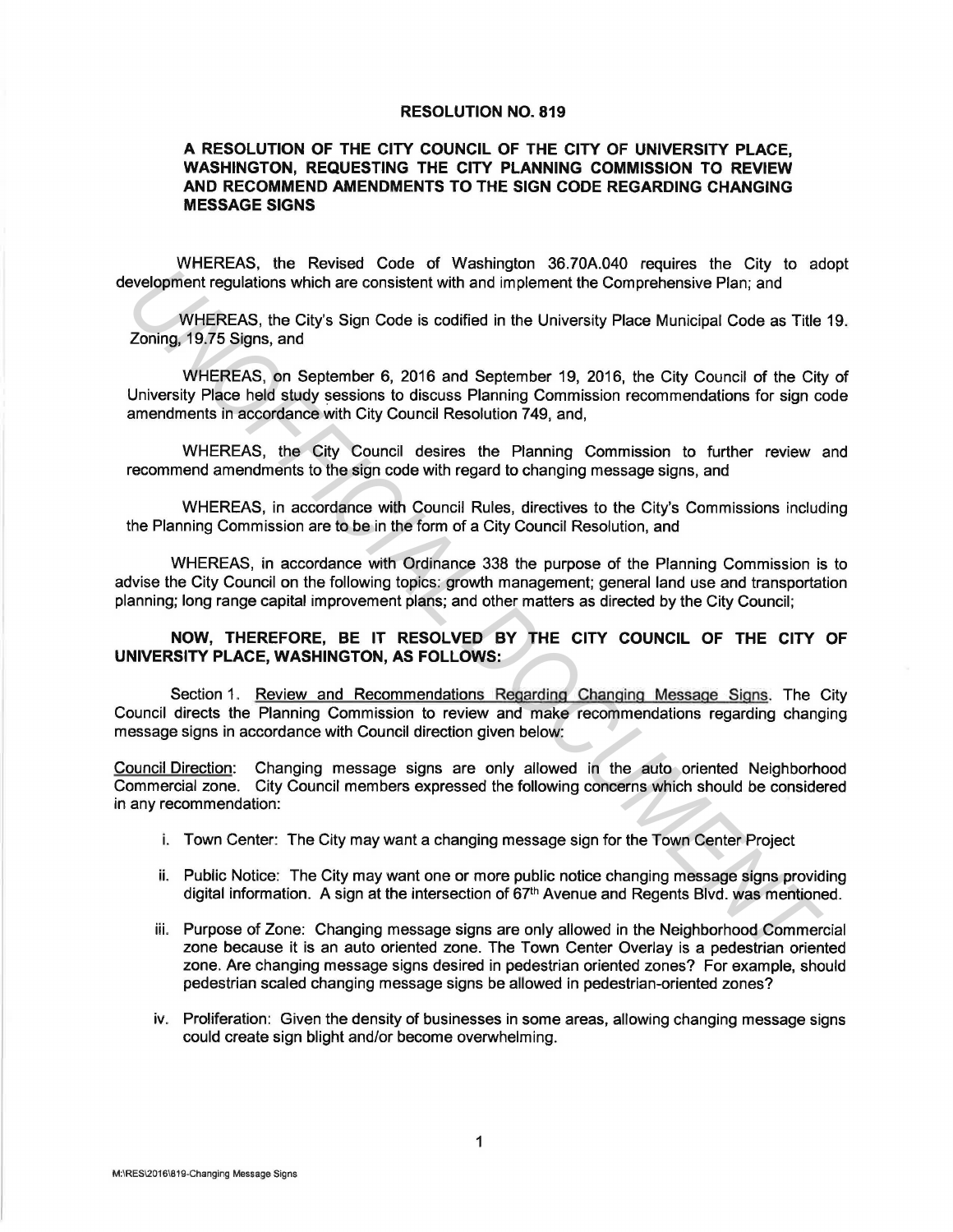**RESOLUTION NO. 819**

**A RESOLUTION OF THE CITY COUNCIL OF THE CITY OF UNIVERSITY PLACE, WASHINGTON, REQUESTING THE CITY PLANNING COMMISSION TO REVIEW AND RECOMMEND AMENDMENTS TO THE SIGN CODE REGARDING CHANGING MESSAGE SIGNS**

WHEREAS, the Revised Code of Washington 36.70A.040 requires the City to adopt development regulations which are consistent with and implement the Comprehensive Plan; and

WHEREAS, the City's Sign Code is codified in the University Place Municipal Code as Title 19. Zoning, 19.75 Signs, and

WHEREAS, on September 6, 2016 and September 19, 2016, the City Council of the City of University Place held study sessions to discuss Planning Commission recommendations for sign code amendments in accordance with City Council Resolution 749, and,

WHEREAS, the City Council desires the Planning Commission to further review and recommend amendments to the sign code with regard to changing message signs, and

WHEREAS, in accordance with Council Rules, directives to the City's Commissions including the Planning Commission are to be in the form of a City Council Resolution, and

WHEREAS, in accordance with Ordinance 338 the purpose of the Planning Commission is to advise the City Council on the following topics: growth management; general land use and transportation planning; long range capital improvement plans; and other matters as directed by the City Council;

**NOW, THEREFORE, BE IT RESOLVED BY THE CITY COUNCIL OF THE CITY OF UNIVERSITY PLACE, WASHINGTON, AS FOLLOWS:**

Section 1. Review and Recommendations Regarding Changing Message Signs. The City Council directs the Planning Commission to review and make recommendations regarding changing message signs in accordance with Council direction given below:

Council Direction: Changing message signs are only allowed in the auto oriented Neighborhood Commercial zone. City Council members expressed the following concerns which should be considered in any recommendation:

i. Town Center: The City may want a changing message sign for the Town Center Project

ii. Public Notice: The City may want one or more public notice changing message signs providing digital information. A sign at the intersection of 67th Avenue and Regents Blvd. was mentioned.

iii. Purpose of Zone: Changing message signs are only allowed in the Neighborhood Commercial zone because it is an auto oriented zone. The Town Center Overlay is a pedestrian oriented zone. Are changing message signs desired in pedestrian oriented zones? For example, should pedestrian scaled changing message signs be allowed in pedestrian-oriented zones?

iv. Proliferation: Given the density of businesses in some areas, allowing changing message signs could create sign blight and/or become overwhelming.

M:\RES\2016\819-Changing Message Signs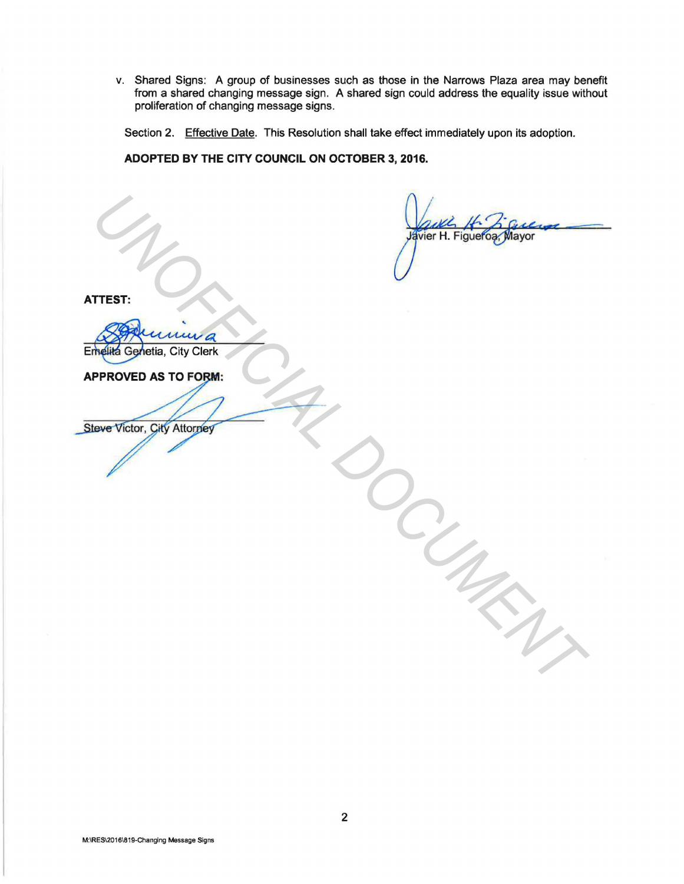v. Shared Signs: A group of businesses such as those in the Narrows Plaza area may benefit from a shared changing message sign. A shared sign could address the equality issue without proliferation of changing message signs.

Section 2. Effective Date. This Resolution shall take effect immediately upon its adoption.

**ADOPTED BY THE CITY COUNCIL ON OCTOBER 3, 2016.**

Javier H. Figueroa, Mayor

**ATTEST:**

Emelita Genetia, City Clerk

**APPROVED AS TO FORM:**

Steve Victor, City Attorney

UNOFFICIAL DOCUMENT

M:\RES\2016\819-Changing Message Signs